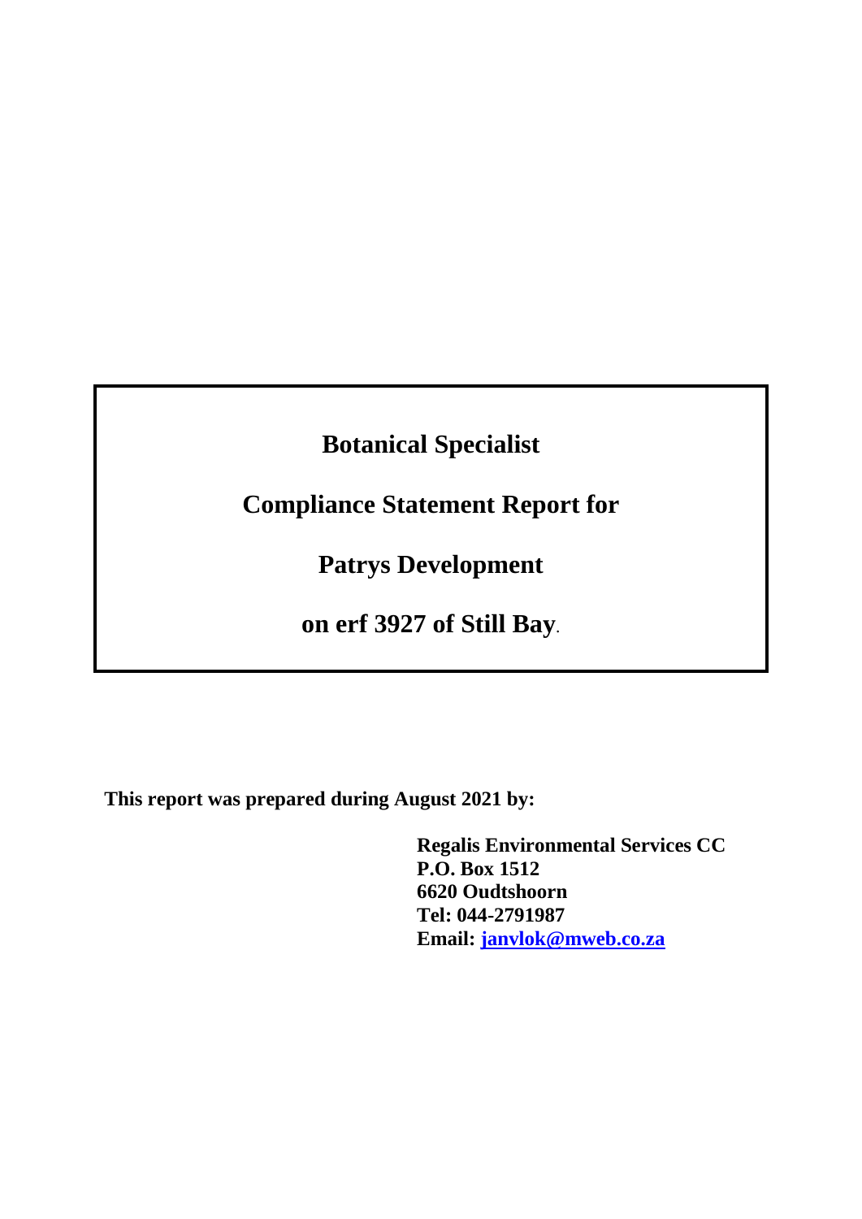# Botanical Specialist

# Compliance Statement Report for

# Patrys Development

# on erf 3927 of Still Bay.

**This report was prepared during August 2021 by:**

**Regalis Environmental Services CC**
**P.O. Box 1512**
**6620 Oudtshoorn**
**Tel: 044-2791987**
**Email: [janvlok@mweb.co.za](mailto:janvlok@mweb.co.za)**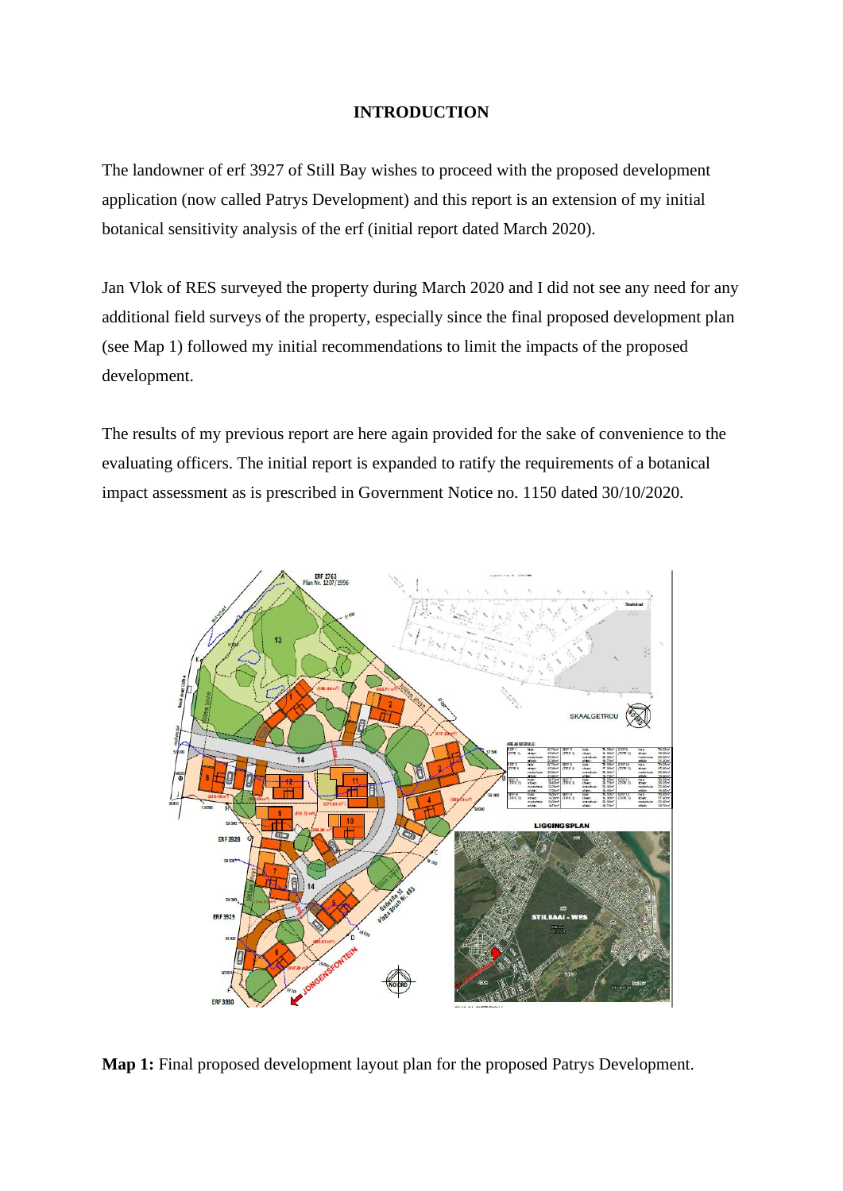## INTRODUCTION

The landowner of erf 3927 of Still Bay wishes to proceed with the proposed development application (now called Patrys Development) and this report is an extension of my initial botanical sensitivity analysis of the erf (initial report dated March 2020).

Jan Vlok of RES surveyed the property during March 2020 and I did not see any need for any additional field surveys of the property, especially since the final proposed development plan (see Map 1) followed my initial recommendations to limit the impacts of the proposed development.

The results of my previous report are here again provided for the sake of convenience to the evaluating officers. The initial report is expanded to ratify the requirements of a botanical impact assessment as is prescribed in Government Notice no. 1150 dated 30/10/2020.

**Map 1:** Final proposed development layout plan for the proposed Patrys Development.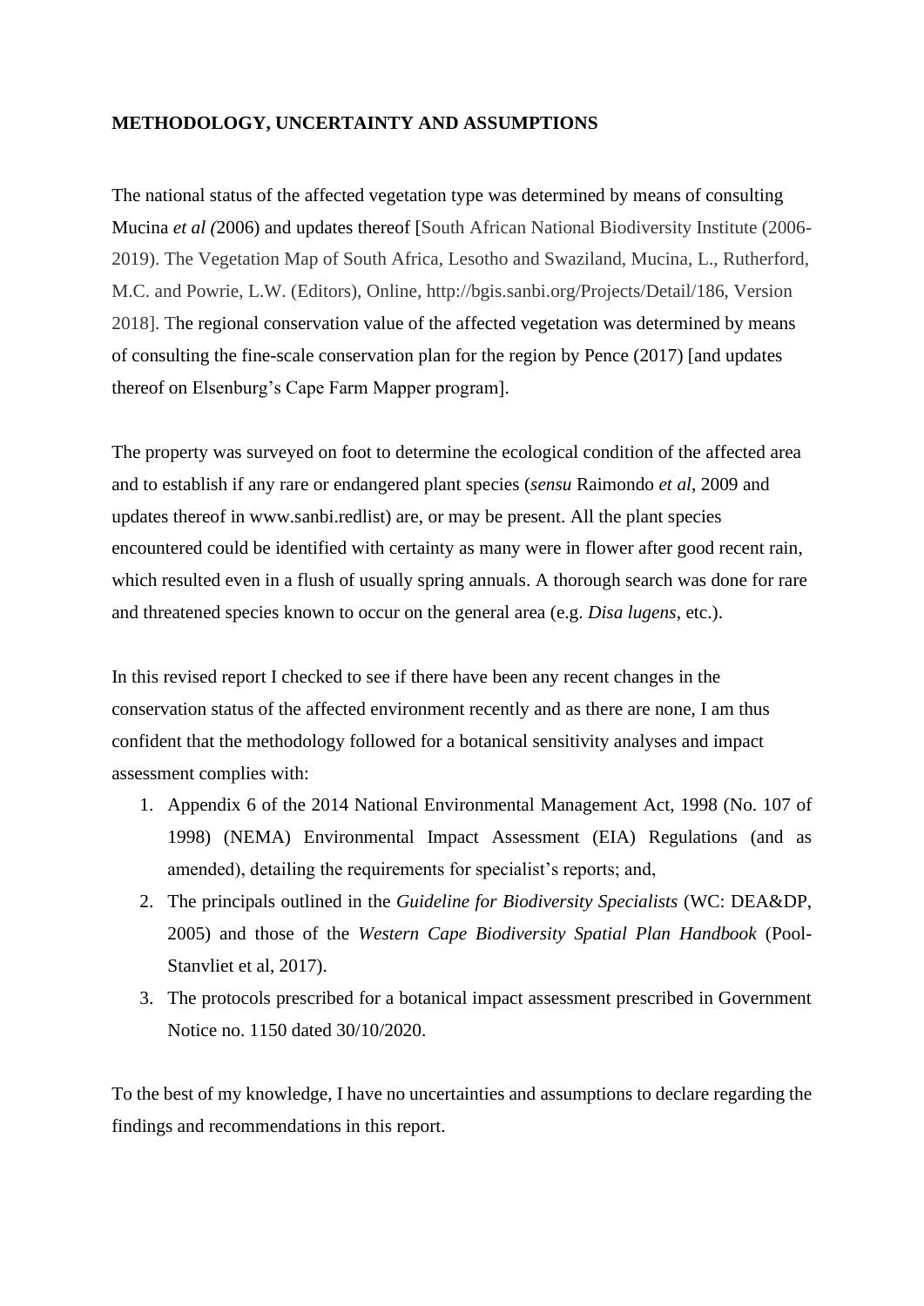**METHODOLOGY, UNCERTAINTY AND ASSUMPTIONS**

The national status of the affected vegetation type was determined by means of consulting Mucina *et al (*2006) and updates thereof [South African National Biodiversity Institute (2006-2019). The Vegetation Map of South Africa, Lesotho and Swaziland, Mucina, L., Rutherford, M.C. and Powrie, L.W. (Editors), Online, http://bgis.sanbi.org/Projects/Detail/186, Version 2018]. The regional conservation value of the affected vegetation was determined by means of consulting the fine-scale conservation plan for the region by Pence (2017) [and updates thereof on Elsenburg's Cape Farm Mapper program].

The property was surveyed on foot to determine the ecological condition of the affected area and to establish if any rare or endangered plant species (*sensu* Raimondo *et al*, 2009 and updates thereof in www.sanbi.redlist) are, or may be present. All the plant species encountered could be identified with certainty as many were in flower after good recent rain, which resulted even in a flush of usually spring annuals. A thorough search was done for rare and threatened species known to occur on the general area (e.g. *Disa lugens*, etc.).

In this revised report I checked to see if there have been any recent changes in the conservation status of the affected environment recently and as there are none, I am thus confident that the methodology followed for a botanical sensitivity analyses and impact assessment complies with:

1. Appendix 6 of the 2014 National Environmental Management Act, 1998 (No. 107 of 1998) (NEMA) Environmental Impact Assessment (EIA) Regulations (and as amended), detailing the requirements for specialist's reports; and,
2. The principals outlined in the *Guideline for Biodiversity Specialists* (WC: DEA&DP, 2005) and those of the *Western Cape Biodiversity Spatial Plan Handbook* (Pool-Stanvliet et al, 2017).
3. The protocols prescribed for a botanical impact assessment prescribed in Government Notice no. 1150 dated 30/10/2020.

To the best of my knowledge, I have no uncertainties and assumptions to declare regarding the findings and recommendations in this report.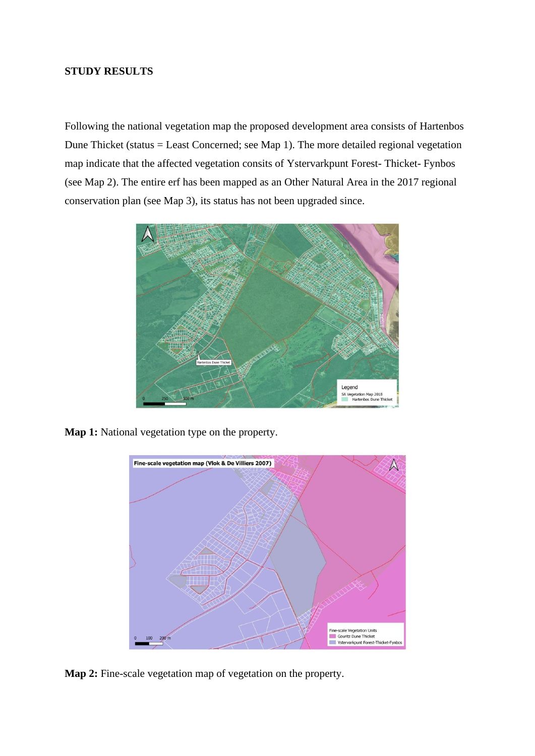**STUDY RESULTS**

Following the national vegetation map the proposed development area consists of Hartenbos Dune Thicket (status = Least Concerned; see Map 1). The more detailed regional vegetation map indicate that the affected vegetation consits of Ystervarkpunt Forest- Thicket- Fynbos (see Map 2). The entire erf has been mapped as an Other Natural Area in the 2017 regional conservation plan (see Map 3), its status has not been upgraded since.

**Map 1:** National vegetation type on the property.

**Map 2:** Fine-scale vegetation map of vegetation on the property.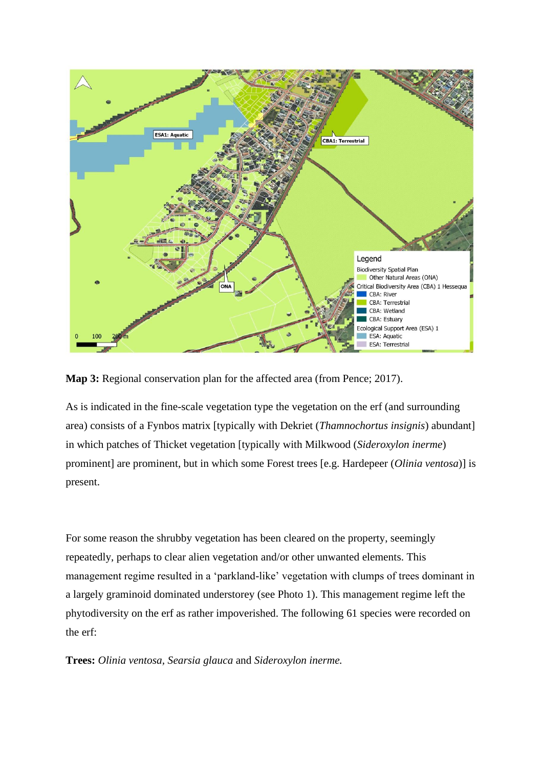**Map 3:** Regional conservation plan for the affected area (from Pence; 2017).

As is indicated in the fine-scale vegetation type the vegetation on the erf (and surrounding area) consists of a Fynbos matrix [typically with Dekriet (*Thamnochortus insignis*) abundant] in which patches of Thicket vegetation [typically with Milkwood (*Sideroxylon inerme*) prominent] are prominent, but in which some Forest trees [e.g. Hardepeer (*Olinia ventosa*)] is present.

For some reason the shrubby vegetation has been cleared on the property, seemingly repeatedly, perhaps to clear alien vegetation and/or other unwanted elements. This management regime resulted in a 'parkland-like' vegetation with clumps of trees dominant in a largely graminoid dominated understorey (see Photo 1). This management regime left the phytodiversity on the erf as rather impoverished. The following 61 species were recorded on the erf:

**Trees:** *Olinia ventosa*, *Searsia glauca* and *Sideroxylon inerme.*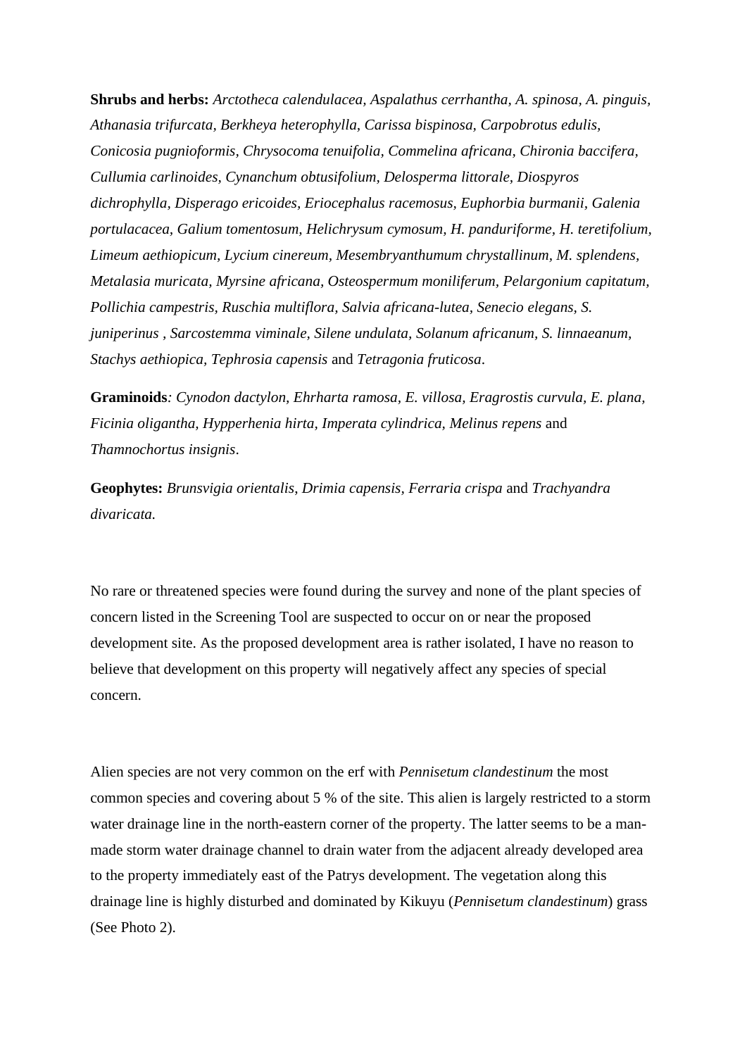**Shrubs and herbs:** *Arctotheca calendulacea, Aspalathus cerrhantha, A. spinosa, A. pinguis, Athanasia trifurcata, Berkheya heterophylla, Carissa bispinosa, Carpobrotus edulis, Conicosia pugnioformis, Chrysocoma tenuifolia, Commelina africana, Chironia baccifera, Cullumia carlinoides, Cynanchum obtusifolium, Delosperma littorale, Diospyros dichrophylla, Disperago ericoides, Eriocephalus racemosus, Euphorbia burmanii, Galenia portulacacea, Galium tomentosum, Helichrysum cymosum, H. panduriforme, H. teretifolium, Limeum aethiopicum, Lycium cinereum, Mesembryanthumum chrystallinum, M. splendens, Metalasia muricata, Myrsine africana, Osteospermum moniliferum, Pelargonium capitatum, Pollichia campestris, Ruschia multiflora, Salvia africana-lutea, Senecio elegans, S. juniperinus , Sarcostemma viminale, Silene undulata, Solanum africanum, S. linnaeanum, Stachys aethiopica, Tephrosia capensis* and *Tetragonia fruticosa*.

**Graminoids***: Cynodon dactylon, Ehrharta ramosa, E. villosa, Eragrostis curvula, E. plana, Ficinia oligantha, Hypperhenia hirta, Imperata cylindrica, Melinus repens* and *Thamnochortus insignis*.

**Geophytes:** *Brunsvigia orientalis, Drimia capensis, Ferraria crispa* and *Trachyandra divaricata.*

No rare or threatened species were found during the survey and none of the plant species of concern listed in the Screening Tool are suspected to occur on or near the proposed development site. As the proposed development area is rather isolated, I have no reason to believe that development on this property will negatively affect any species of special concern.

Alien species are not very common on the erf with *Pennisetum clandestinum* the most common species and covering about 5 % of the site. This alien is largely restricted to a storm water drainage line in the north-eastern corner of the property. The latter seems to be a man-made storm water drainage channel to drain water from the adjacent already developed area to the property immediately east of the Patrys development. The vegetation along this drainage line is highly disturbed and dominated by Kikuyu (*Pennisetum clandestinum*) grass (See Photo 2).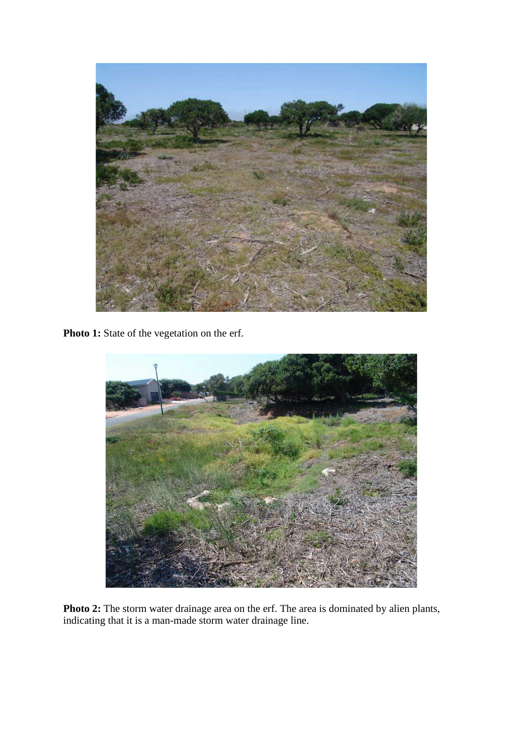**Photo 1:** State of the vegetation on the erf.

**Photo 2:** The storm water drainage area on the erf. The area is dominated by alien plants, indicating that it is a man-made storm water drainage line.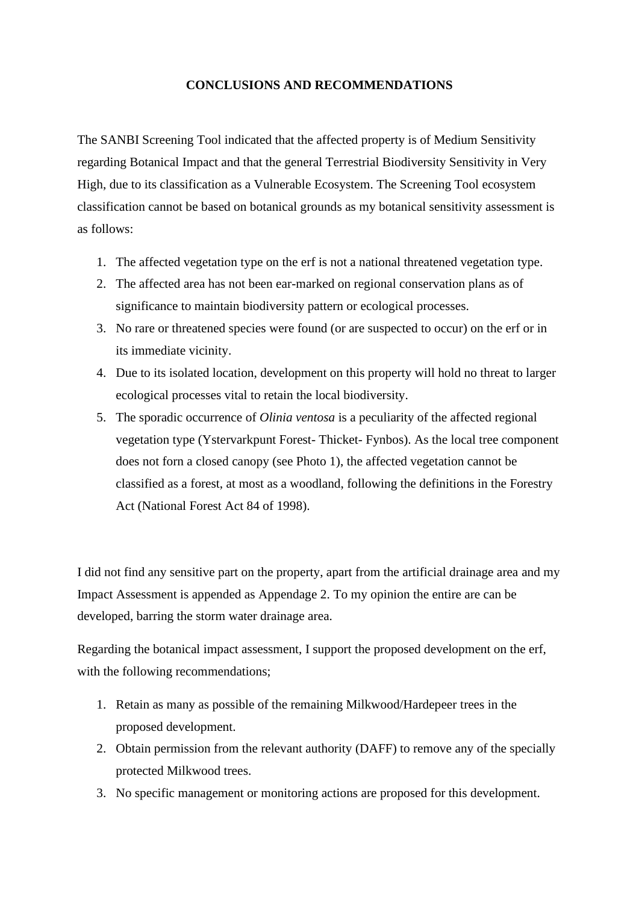# CONCLUSIONS AND RECOMMENDATIONS

The SANBI Screening Tool indicated that the affected property is of Medium Sensitivity regarding Botanical Impact and that the general Terrestrial Biodiversity Sensitivity in Very High, due to its classification as a Vulnerable Ecosystem. The Screening Tool ecosystem classification cannot be based on botanical grounds as my botanical sensitivity assessment is as follows:

1. The affected vegetation type on the erf is not a national threatened vegetation type.
2. The affected area has not been ear-marked on regional conservation plans as of significance to maintain biodiversity pattern or ecological processes.
3. No rare or threatened species were found (or are suspected to occur) on the erf or in its immediate vicinity.
4. Due to its isolated location, development on this property will hold no threat to larger ecological processes vital to retain the local biodiversity.
5. The sporadic occurrence of *Olinia ventosa* is a peculiarity of the affected regional vegetation type (Ystervarkpunt Forest- Thicket- Fynbos). As the local tree component does not forn a closed canopy (see Photo 1), the affected vegetation cannot be classified as a forest, at most as a woodland, following the definitions in the Forestry Act (National Forest Act 84 of 1998).

I did not find any sensitive part on the property, apart from the artificial drainage area and my Impact Assessment is appended as Appendage 2. To my opinion the entire are can be developed, barring the storm water drainage area.

Regarding the botanical impact assessment, I support the proposed development on the erf, with the following recommendations;

1. Retain as many as possible of the remaining Milkwood/Hardepeer trees in the proposed development.
2. Obtain permission from the relevant authority (DAFF) to remove any of the specially protected Milkwood trees.
3. No specific management or monitoring actions are proposed for this development.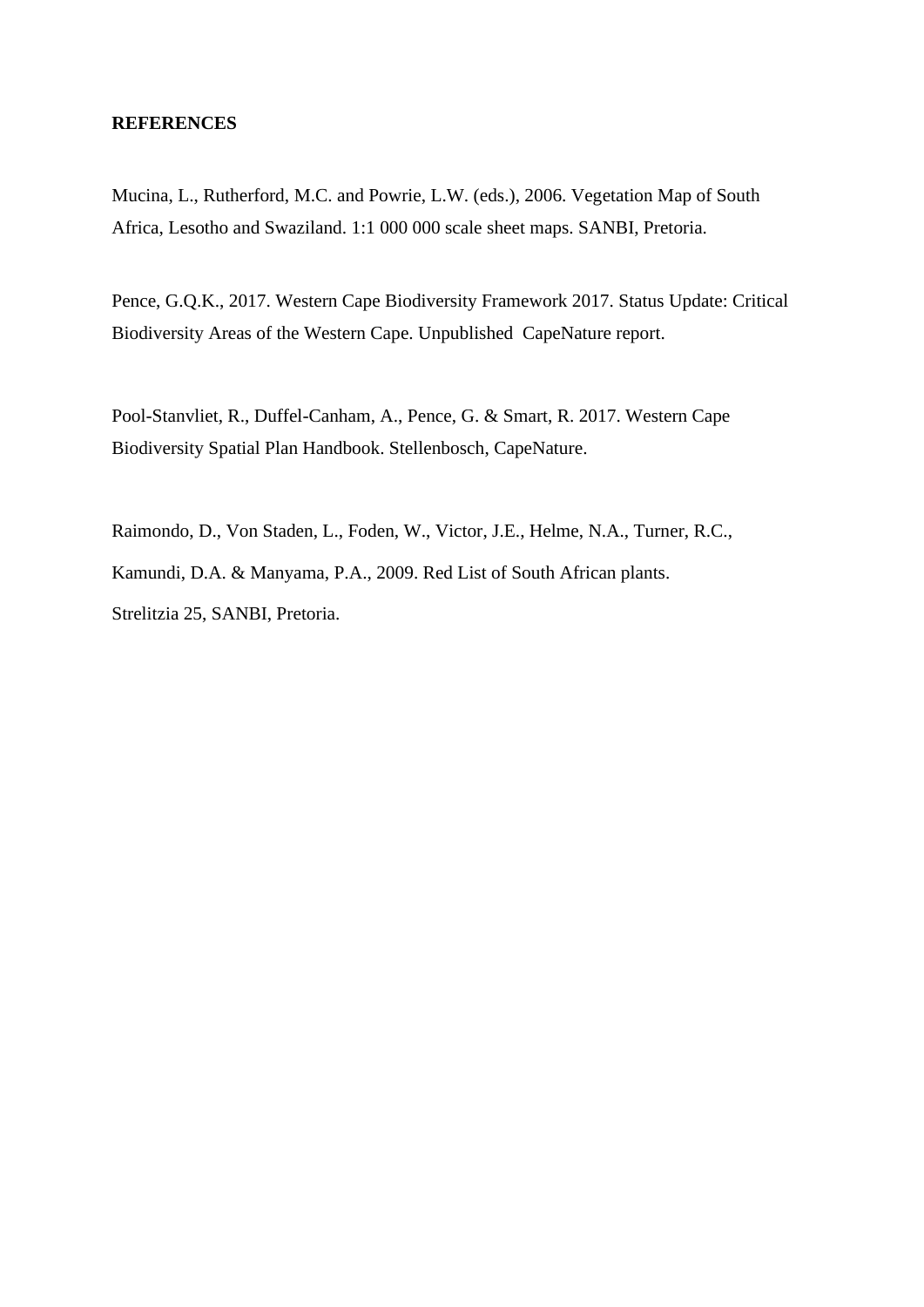**REFERENCES**

Mucina, L., Rutherford, M.C. and Powrie, L.W. (eds.), 2006. Vegetation Map of South Africa, Lesotho and Swaziland. 1:1 000 000 scale sheet maps. SANBI, Pretoria.

Pence, G.Q.K., 2017. Western Cape Biodiversity Framework 2017. Status Update: Critical Biodiversity Areas of the Western Cape. Unpublished CapeNature report.

Pool-Stanvliet, R., Duffel-Canham, A., Pence, G. & Smart, R. 2017. Western Cape Biodiversity Spatial Plan Handbook. Stellenbosch, CapeNature.

Raimondo, D., Von Staden, L., Foden, W., Victor, J.E., Helme, N.A., Turner, R.C., Kamundi, D.A. & Manyama, P.A., 2009. Red List of South African plants. Strelitzia 25, SANBI, Pretoria.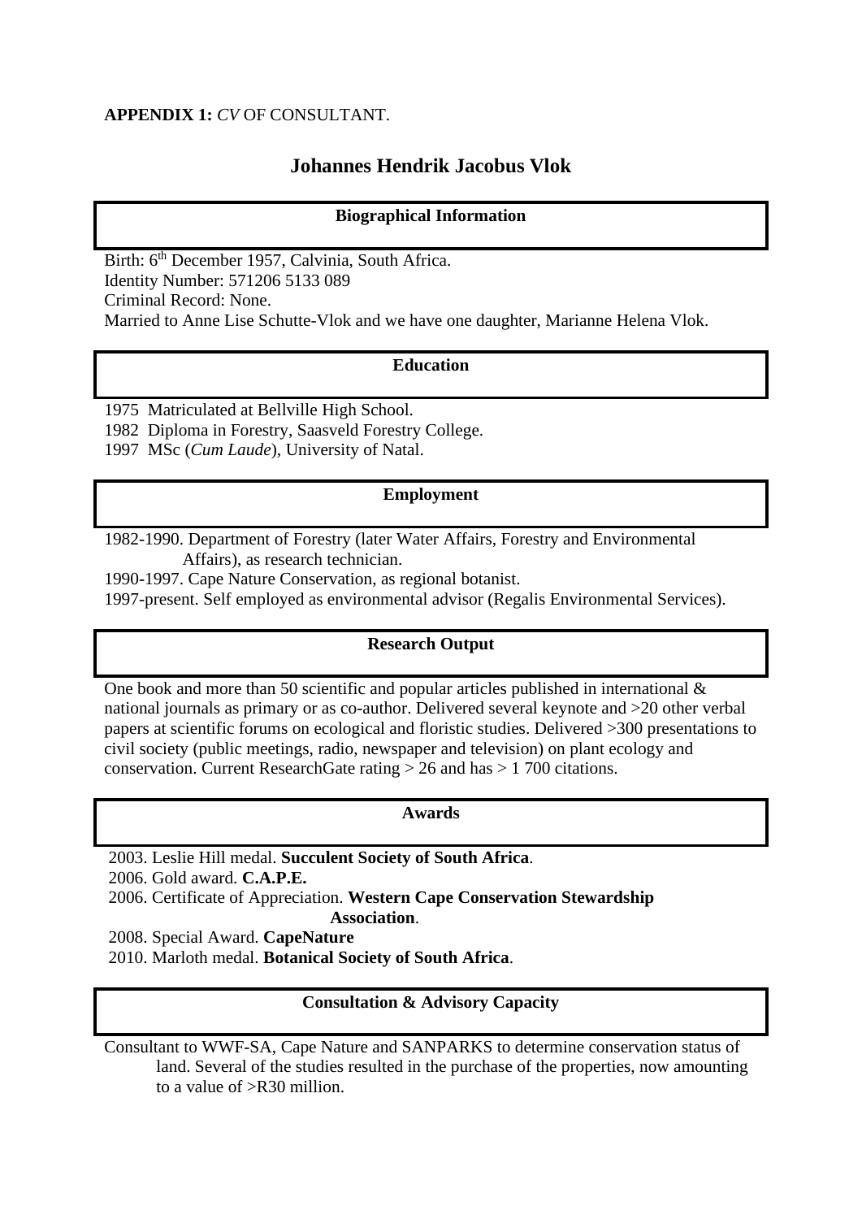**APPENDIX 1:** *CV* OF CONSULTANT.

# Johannes Hendrik Jacobus Vlok

## Biographical Information

Birth: 6th December 1957, Calvinia, South Africa.
Identity Number: 571206 5133 089
Criminal Record: None.
Married to Anne Lise Schutte-Vlok and we have one daughter, Marianne Helena Vlok.

## Education

1975 Matriculated at Bellville High School.
1982 Diploma in Forestry, Saasveld Forestry College.
1997 MSc (*Cum Laude*), University of Natal.

## Employment

1982-1990. Department of Forestry (later Water Affairs, Forestry and Environmental Affairs), as research technician.
1990-1997. Cape Nature Conservation, as regional botanist.
1997-present. Self employed as environmental advisor (Regalis Environmental Services).

## Research Output

One book and more than 50 scientific and popular articles published in international & national journals as primary or as co-author. Delivered several keynote and >20 other verbal papers at scientific forums on ecological and floristic studies. Delivered >300 presentations to civil society (public meetings, radio, newspaper and television) on plant ecology and conservation. Current ResearchGate rating > 26 and has > 1 700 citations.

## Awards

2003. Leslie Hill medal. **Succulent Society of South Africa**.
2006. Gold award. **C.A.P.E.**
2006. Certificate of Appreciation. **Western Cape Conservation Stewardship Association**.
2008. Special Award. **CapeNature**
2010. Marloth medal. **Botanical Society of South Africa**.

## Consultation & Advisory Capacity

Consultant to WWF-SA, Cape Nature and SANPARKS to determine conservation status of land. Several of the studies resulted in the purchase of the properties, now amounting to a value of >R30 million.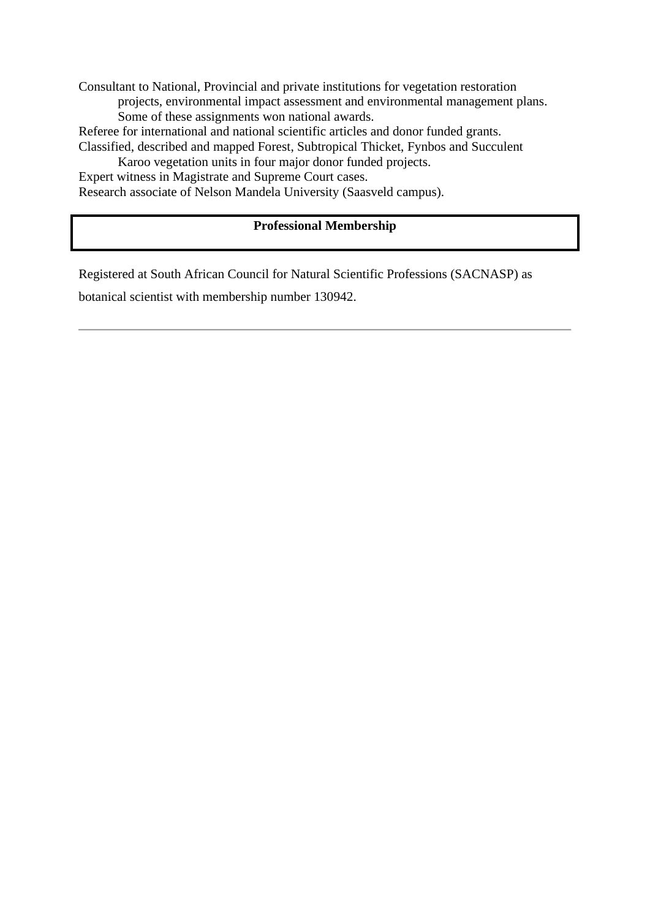Consultant to National, Provincial and private institutions for vegetation restoration projects, environmental impact assessment and environmental management plans. Some of these assignments won national awards.

Referee for international and national scientific articles and donor funded grants.

Classified, described and mapped Forest, Subtropical Thicket, Fynbos and Succulent Karoo vegetation units in four major donor funded projects.

Expert witness in Magistrate and Supreme Court cases.

Research associate of Nelson Mandela University (Saasveld campus).

## Professional Membership

Registered at South African Council for Natural Scientific Professions (SACNASP) as botanical scientist with membership number 130942.

---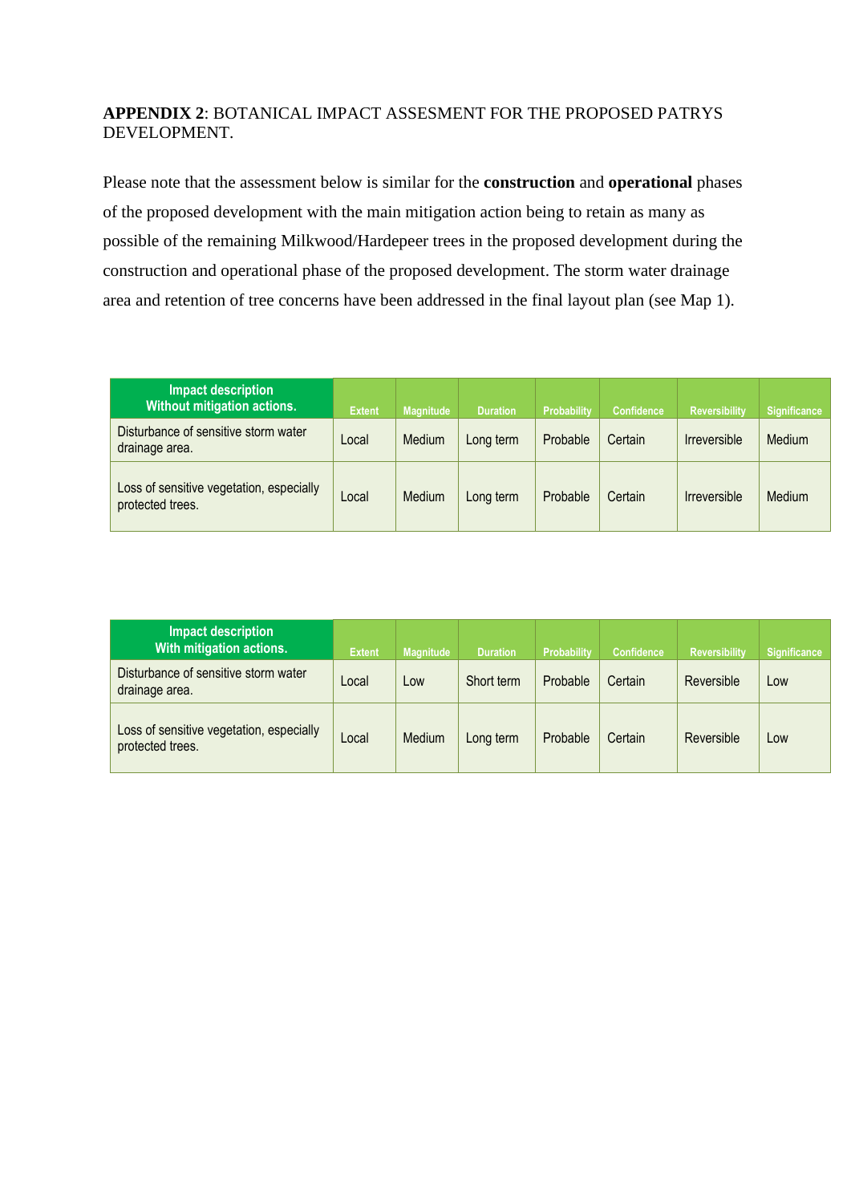**APPENDIX 2**: BOTANICAL IMPACT ASSESMENT FOR THE PROPOSED PATRYS DEVELOPMENT.

Please note that the assessment below is similar for the **construction** and **operational** phases of the proposed development with the main mitigation action being to retain as many as possible of the remaining Milkwood/Hardepeer trees in the proposed development during the construction and operational phase of the proposed development. The storm water drainage area and retention of tree concerns have been addressed in the final layout plan (see Map 1).

| Impact description Without mitigation actions. | Extent | Magnitude | Duration | Probability | Confidence | Reversibility | Significance |
|---|---|---|---|---|---|---|---|
| Disturbance of sensitive storm water drainage area. | Local | Medium | Long term | Probable | Certain | Irreversible | Medium |
| Loss of sensitive vegetation, especially protected trees. | Local | Medium | Long term | Probable | Certain | Irreversible | Medium |

| Impact description With mitigation actions. | Extent | Magnitude | Duration | Probability | Confidence | Reversibility | Significance |
|---|---|---|---|---|---|---|---|
| Disturbance of sensitive storm water drainage area. | Local | Low | Short term | Probable | Certain | Reversible | Low |
| Loss of sensitive vegetation, especially protected trees. | Local | Medium | Long term | Probable | Certain | Reversible | Low |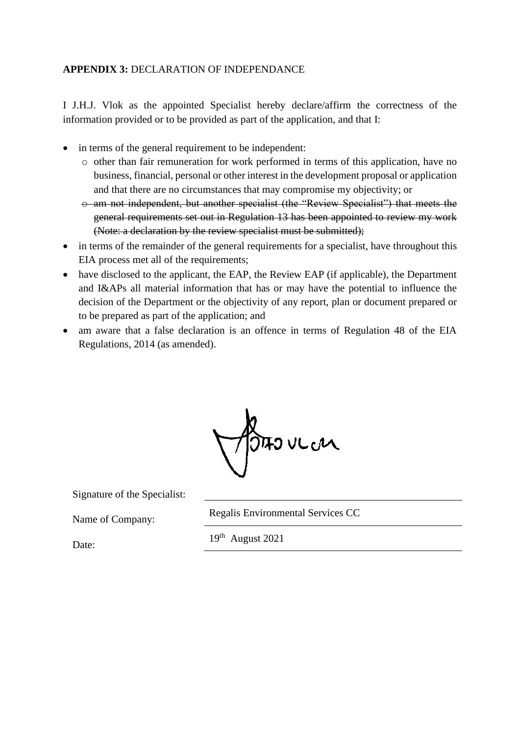**APPENDIX 3:** DECLARATION OF INDEPENDANCE

I J.H.J. Vlok as the appointed Specialist hereby declare/affirm the correctness of the information provided or to be provided as part of the application, and that I:

- in terms of the general requirement to be independent:
  - other than fair remuneration for work performed in terms of this application, have no business, financial, personal or other interest in the development proposal or application and that there are no circumstances that may compromise my objectivity; or
  - ~~am not independent, but another specialist (the "Review Specialist") that meets the general requirements set out in Regulation 13 has been appointed to review my work (Note: a declaration by the review specialist must be submitted);~~
- in terms of the remainder of the general requirements for a specialist, have throughout this EIA process met all of the requirements;
- have disclosed to the applicant, the EAP, the Review EAP (if applicable), the Department and I&APs all material information that has or may have the potential to influence the decision of the Department or the objectivity of any report, plan or document prepared or to be prepared as part of the application; and
- am aware that a false declaration is an offence in terms of Regulation 48 of the EIA Regulations, 2014 (as amended).

| | |
|---|---|
| Signature of the Specialist: | |
| Name of Company: | Regalis Environmental Services CC |
| Date: | 19th August 2021 |